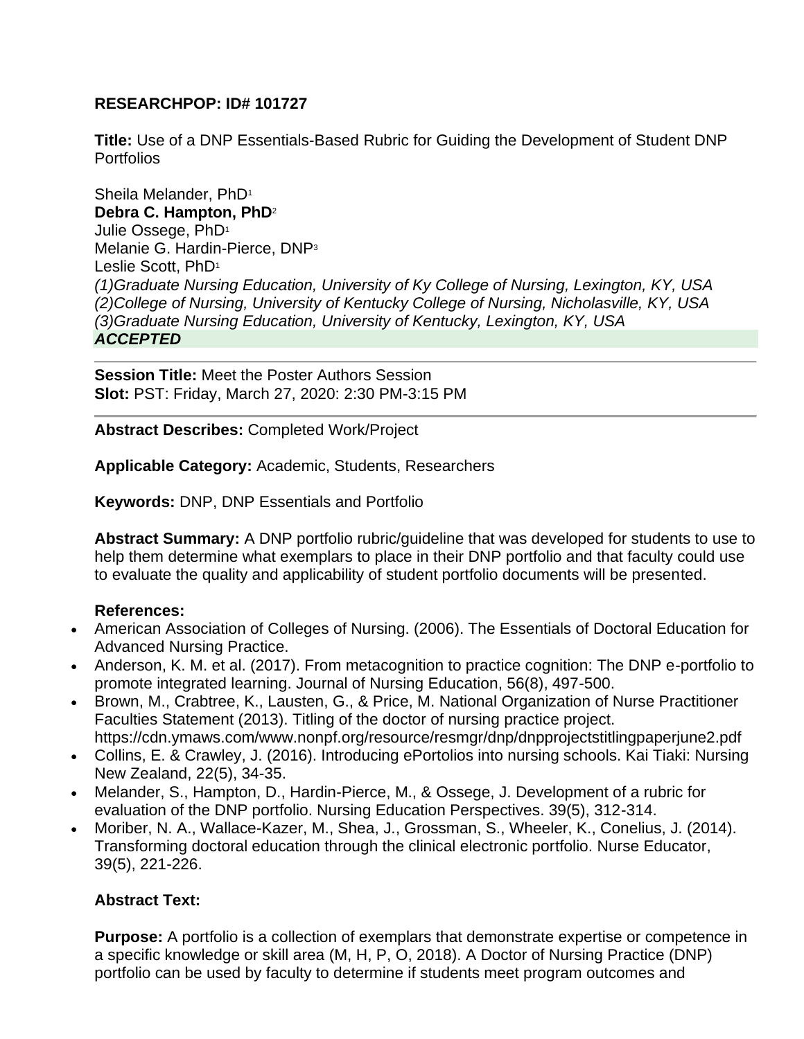**RESEARCHPOP: ID# 101727**

**Title:** Use of a DNP Essentials-Based Rubric for Guiding the Development of Student DNP Portfolios

Sheila Melander, PhD[1]
**Debra C. Hampton, PhD**[2]
Julie Ossege, PhD[1]
Melanie G. Hardin-Pierce, DNP[3]
Leslie Scott, PhD[1]
*(1)Graduate Nursing Education, University of Ky College of Nursing, Lexington, KY, USA*
*(2)College of Nursing, University of Kentucky College of Nursing, Nicholasville, KY, USA*
*(3)Graduate Nursing Education, University of Kentucky, Lexington, KY, USA*
***ACCEPTED***

---

**Session Title:** Meet the Poster Authors Session
**Slot:** PST: Friday, March 27, 2020: 2:30 PM-3:15 PM

---

**Abstract Describes:** Completed Work/Project

**Applicable Category:** Academic, Students, Researchers

**Keywords:** DNP, DNP Essentials and Portfolio

**Abstract Summary:** A DNP portfolio rubric/guideline that was developed for students to use to help them determine what exemplars to place in their DNP portfolio and that faculty could use to evaluate the quality and applicability of student portfolio documents will be presented.

**References:**

- American Association of Colleges of Nursing. (2006). The Essentials of Doctoral Education for Advanced Nursing Practice.
- Anderson, K. M. et al. (2017). From metacognition to practice cognition: The DNP e-portfolio to promote integrated learning. Journal of Nursing Education, 56(8), 497-500.
- Brown, M., Crabtree, K., Lausten, G., & Price, M. National Organization of Nurse Practitioner Faculties Statement (2013). Titling of the doctor of nursing practice project. https://cdn.ymaws.com/www.nonpf.org/resource/resmgr/dnp/dnpprojectstitlingpaperjune2.pdf
- Collins, E. & Crawley, J. (2016). Introducing ePortolios into nursing schools. Kai Tiaki: Nursing New Zealand, 22(5), 34-35.
- Melander, S., Hampton, D., Hardin-Pierce, M., & Ossege, J. Development of a rubric for evaluation of the DNP portfolio. Nursing Education Perspectives. 39(5), 312-314.
- Moriber, N. A., Wallace-Kazer, M., Shea, J., Grossman, S., Wheeler, K., Conelius, J. (2014). Transforming doctoral education through the clinical electronic portfolio. Nurse Educator, 39(5), 221-226.

**Abstract Text:**

**Purpose:** A portfolio is a collection of exemplars that demonstrate expertise or competence in a specific knowledge or skill area (M, H, P, O, 2018). A Doctor of Nursing Practice (DNP) portfolio can be used by faculty to determine if students meet program outcomes and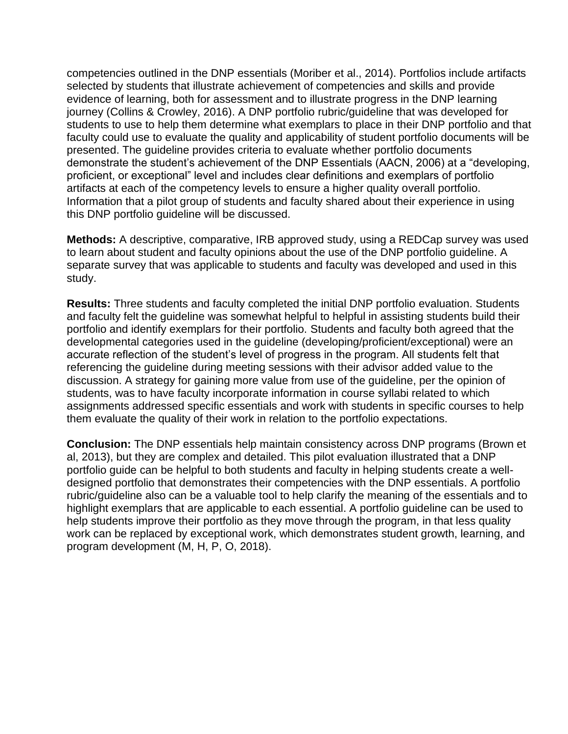competencies outlined in the DNP essentials (Moriber et al., 2014). Portfolios include artifacts selected by students that illustrate achievement of competencies and skills and provide evidence of learning, both for assessment and to illustrate progress in the DNP learning journey (Collins & Crowley, 2016). A DNP portfolio rubric/guideline that was developed for students to use to help them determine what exemplars to place in their DNP portfolio and that faculty could use to evaluate the quality and applicability of student portfolio documents will be presented. The guideline provides criteria to evaluate whether portfolio documents demonstrate the student's achievement of the DNP Essentials (AACN, 2006) at a "developing, proficient, or exceptional" level and includes clear definitions and exemplars of portfolio artifacts at each of the competency levels to ensure a higher quality overall portfolio. Information that a pilot group of students and faculty shared about their experience in using this DNP portfolio guideline will be discussed.

**Methods:** A descriptive, comparative, IRB approved study, using a REDCap survey was used to learn about student and faculty opinions about the use of the DNP portfolio guideline. A separate survey that was applicable to students and faculty was developed and used in this study.

**Results:** Three students and faculty completed the initial DNP portfolio evaluation. Students and faculty felt the guideline was somewhat helpful to helpful in assisting students build their portfolio and identify exemplars for their portfolio. Students and faculty both agreed that the developmental categories used in the guideline (developing/proficient/exceptional) were an accurate reflection of the student's level of progress in the program. All students felt that referencing the guideline during meeting sessions with their advisor added value to the discussion. A strategy for gaining more value from use of the guideline, per the opinion of students, was to have faculty incorporate information in course syllabi related to which assignments addressed specific essentials and work with students in specific courses to help them evaluate the quality of their work in relation to the portfolio expectations.

**Conclusion:** The DNP essentials help maintain consistency across DNP programs (Brown et al, 2013), but they are complex and detailed. This pilot evaluation illustrated that a DNP portfolio guide can be helpful to both students and faculty in helping students create a well-designed portfolio that demonstrates their competencies with the DNP essentials. A portfolio rubric/guideline also can be a valuable tool to help clarify the meaning of the essentials and to highlight exemplars that are applicable to each essential. A portfolio guideline can be used to help students improve their portfolio as they move through the program, in that less quality work can be replaced by exceptional work, which demonstrates student growth, learning, and program development (M, H, P, O, 2018).